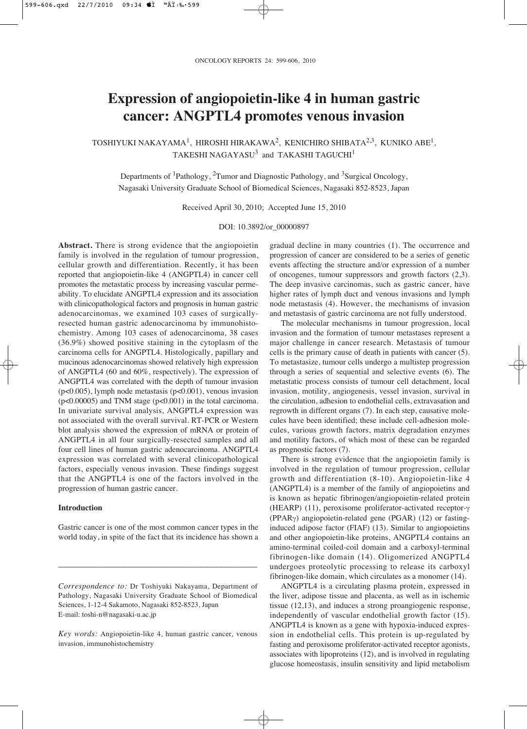# Expression of angiopoietin-like 4 in human gastric cancer: ANGPTL4 promotes venous invasion

TOSHIYUKI NAKAYAMA[1], HIROSHI HIRAKAWA[2], KENICHIRO SHIBATA[2,3], KUNIKO ABE[1], TAKESHI NAGAYASU[3] and TAKASHI TAGUCHI[1]

Departments of [1]Pathology, [2]Tumor and Diagnostic Pathology, and [3]Surgical Oncology, Nagasaki University Graduate School of Biomedical Sciences, Nagasaki 852-8523, Japan

Received April 30, 2010; Accepted June 15, 2010

DOI: 10.3892/or_00000897

**Abstract.** There is strong evidence that the angiopoietin family is involved in the regulation of tumour progression, cellular growth and differentiation. Recently, it has been reported that angiopoietin-like 4 (ANGPTL4) in cancer cell promotes the metastatic process by increasing vascular permeability. To elucidate ANGPTL4 expression and its association with clinicopathological factors and prognosis in human gastric adenocarcinomas, we examined 103 cases of surgically-resected human gastric adenocarcinoma by immunohistochemistry. Among 103 cases of adenocarcinoma, 38 cases (36.9%) showed positive staining in the cytoplasm of the carcinoma cells for ANGPTL4. Histologically, papillary and mucinous adenocarcinomas showed relatively high expression of ANGPTL4 (60 and 60%, respectively). The expression of ANGPTL4 was correlated with the depth of tumour invasion ($p<0.005$), lymph node metastasis ($p<0.001$), venous invasion ($p<0.00005$) and TNM stage ($p<0.001$) in the total carcinoma. In univariate survival analysis, ANGPTL4 expression was not associated with the overall survival. RT-PCR or Western blot analysis showed the expression of mRNA or protein of ANGPTL4 in all four surgically-resected samples and all four cell lines of human gastric adenocarcinoma. ANGPTL4 expression was correlated with several clinicopathological factors, especially venous invasion. These findings suggest that the ANGPTL4 is one of the factors involved in the progression of human gastric cancer.

## Introduction

Gastric cancer is one of the most common cancer types in the world today, in spite of the fact that its incidence has shown a gradual decline in many countries (1). The occurrence and progression of cancer are considered to be a series of genetic events affecting the structure and/or expression of a number of oncogenes, tumour suppressors and growth factors (2,3). The deep invasive carcinomas, such as gastric cancer, have higher rates of lymph duct and venous invasions and lymph node metastasis (4). However, the mechanisms of invasion and metastasis of gastric carcinoma are not fully understood.

The molecular mechanisms in tumour progression, local invasion and the formation of tumour metastases represent a major challenge in cancer research. Metastasis of tumour cells is the primary cause of death in patients with cancer (5). To metastasize, tumour cells undergo a multistep progression through a series of sequential and selective events (6). The metastatic process consists of tumour cell detachment, local invasion, motility, angiogenesis, vessel invasion, survival in the circulation, adhesion to endothelial cells, extravasation and regrowth in different organs (7). In each step, causative molecules have been identified; these include cell-adhesion molecules, various growth factors, matrix degradation enzymes and motility factors, of which most of these can be regarded as prognostic factors (7).

There is strong evidence that the angiopoietin family is involved in the regulation of tumour progression, cellular growth and differentiation (8-10). Angiopoietin-like 4 (ANGPTL4) is a member of the family of angiopoietins and is known as hepatic fibrinogen/angiopoietin-related protein (HEARP) (11), peroxisome proliferator-activated receptor-γ (PPARγ) angiopoietin-related gene (PGAR) (12) or fasting-induced adipose factor (FIAF) (13). Similar to angiopoietins and other angiopoietin-like proteins, ANGPTL4 contains an amino-terminal coiled-coil domain and a carboxyl-terminal fibrinogen-like domain (14). Oligomerized ANGPTL4 undergoes proteolytic processing to release its carboxyl fibrinogen-like domain, which circulates as a monomer (14).

ANGPTL4 is a circulating plasma protein, expressed in the liver, adipose tissue and placenta, as well as in ischemic tissue (12,13), and induces a strong proangiogenic response, independently of vascular endothelial growth factor (15). ANGPTL4 is known as a gene with hypoxia-induced expression in endothelial cells. This protein is up-regulated by fasting and peroxisome proliferator-activated receptor agonists, associates with lipoproteins (12), and is involved in regulating glucose homeostasis, insulin sensitivity and lipid metabolism

---

*Correspondence to:* Dr Toshiyuki Nakayama, Department of Pathology, Nagasaki University Graduate School of Biomedical Sciences, 1-12-4 Sakamoto, Nagasaki 852-8523, Japan
E-mail: toshi-n@nagasaki-u.ac.jp

*Key words:* Angiopoietin-like 4, human gastric cancer, venous invasion, immunohistochemistry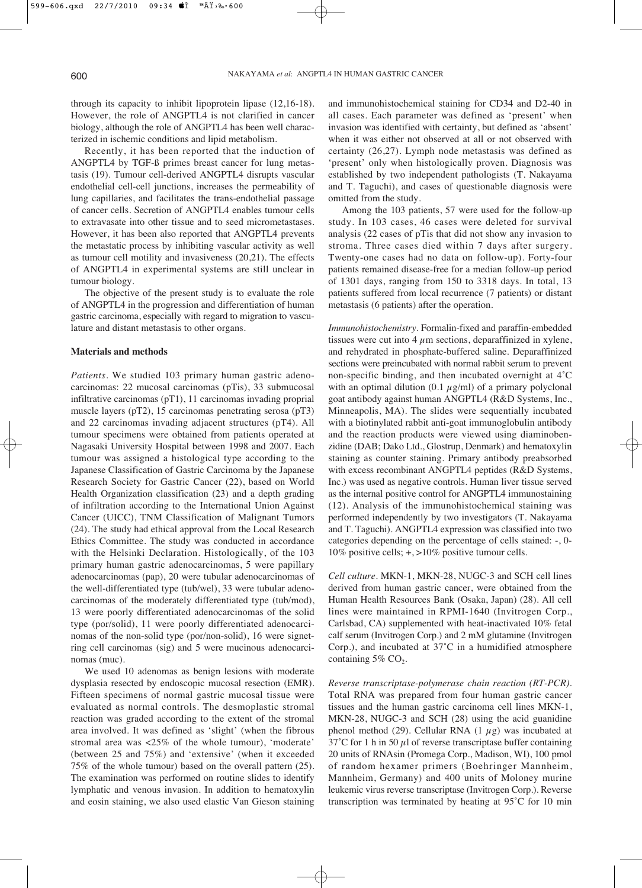through its capacity to inhibit lipoprotein lipase (12,16-18). However, the role of ANGPTL4 is not clarified in cancer biology, although the role of ANGPTL4 has been well characterized in ischemic conditions and lipid metabolism.

Recently, it has been reported that the induction of ANGPTL4 by TGF-ß primes breast cancer for lung metastasis (19). Tumour cell-derived ANGPTL4 disrupts vascular endothelial cell-cell junctions, increases the permeability of lung capillaries, and facilitates the trans-endothelial passage of cancer cells. Secretion of ANGPTL4 enables tumour cells to extravasate into other tissue and to seed micrometastases. However, it has been also reported that ANGPTL4 prevents the metastatic process by inhibiting vascular activity as well as tumour cell motility and invasiveness (20,21). The effects of ANGPTL4 in experimental systems are still unclear in tumour biology.

The objective of the present study is to evaluate the role of ANGPTL4 in the progression and differentiation of human gastric carcinoma, especially with regard to migration to vasculature and distant metastasis to other organs.

## Materials and methods

*Patients.* We studied 103 primary human gastric adenocarcinomas: 22 mucosal carcinomas (pTis), 33 submucosal infiltrative carcinomas (pT1), 11 carcinomas invading proprial muscle layers (pT2), 15 carcinomas penetrating serosa (pT3) and 22 carcinomas invading adjacent structures (pT4). All tumour specimens were obtained from patients operated at Nagasaki University Hospital between 1998 and 2007. Each tumour was assigned a histological type according to the Japanese Classification of Gastric Carcinoma by the Japanese Research Society for Gastric Cancer (22), based on World Health Organization classification (23) and a depth grading of infiltration according to the International Union Against Cancer (UICC), TNM Classification of Malignant Tumors (24). The study had ethical approval from the Local Research Ethics Committee. The study was conducted in accordance with the Helsinki Declaration. Histologically, of the 103 primary human gastric adenocarcinomas, 5 were papillary adenocarcinomas (pap), 20 were tubular adenocarcinomas of the well-differentiated type (tub/wel), 33 were tubular adenocarcinomas of the moderately differentiated type (tub/mod), 13 were poorly differentiated adenocarcinomas of the solid type (por/solid), 11 were poorly differentiated adenocarcinomas of the non-solid type (por/non-solid), 16 were signet-ring cell carcinomas (sig) and 5 were mucinous adenocarcinomas (muc).

We used 10 adenomas as benign lesions with moderate dysplasia resected by endoscopic mucosal resection (EMR). Fifteen specimens of normal gastric mucosal tissue were evaluated as normal controls. The desmoplastic stromal reaction was graded according to the extent of the stromal area involved. It was defined as 'slight' (when the fibrous stromal area was <25% of the whole tumour), 'moderate' (between 25 and 75%) and 'extensive' (when it exceeded 75% of the whole tumour) based on the overall pattern (25). The examination was performed on routine slides to identify lymphatic and venous invasion. In addition to hematoxylin and eosin staining, we also used elastic Van Gieson staining and immunohistochemical staining for CD34 and D2-40 in all cases. Each parameter was defined as 'present' when invasion was identified with certainty, but defined as 'absent' when it was either not observed at all or not observed with certainty (26,27). Lymph node metastasis was defined as 'present' only when histologically proven. Diagnosis was established by two independent pathologists (T. Nakayama and T. Taguchi), and cases of questionable diagnosis were omitted from the study.

Among the 103 patients, 57 were used for the follow-up study. In 103 cases, 46 cases were deleted for survival analysis (22 cases of pTis that did not show any invasion to stroma. Three cases died within 7 days after surgery. Twenty-one cases had no data on follow-up). Forty-four patients remained disease-free for a median follow-up period of 1301 days, ranging from 150 to 3318 days. In total, 13 patients suffered from local recurrence (7 patients) or distant metastasis (6 patients) after the operation.

*Immunohistochemistry.* Formalin-fixed and paraffin-embedded tissues were cut into 4 $\mu$m sections, deparaffinized in xylene, and rehydrated in phosphate-buffered saline. Deparaffinized sections were preincubated with normal rabbit serum to prevent non-specific binding, and then incubated overnight at 4˚C with an optimal dilution (0.1 $\mu$g/ml) of a primary polyclonal goat antibody against human ANGPTL4 (R&D Systems, Inc., Minneapolis, MA). The slides were sequentially incubated with a biotinylated rabbit anti-goat immunoglobulin antibody and the reaction products were viewed using diaminobenzidine (DAB; Dako Ltd., Glostrup, Denmark) and hematoxylin staining as counter staining. Primary antibody preabsorbed with excess recombinant ANGPTL4 peptides (R&D Systems, Inc.) was used as negative controls. Human liver tissue served as the internal positive control for ANGPTL4 immunostaining (12). Analysis of the immunohistochemical staining was performed independently by two investigators (T. Nakayama and T. Taguchi). ANGPTL4 expression was classified into two categories depending on the percentage of cells stained: -, 0-10% positive cells; +, >10% positive tumour cells.

*Cell culture.* MKN-1, MKN-28, NUGC-3 and SCH cell lines derived from human gastric cancer, were obtained from the Human Health Resources Bank (Osaka, Japan) (28). All cell lines were maintained in RPMI-1640 (Invitrogen Corp., Carlsbad, CA) supplemented with heat-inactivated 10% fetal calf serum (Invitrogen Corp.) and 2 mM glutamine (Invitrogen Corp.), and incubated at 37˚C in a humidified atmosphere containing 5% $CO_2$.

*Reverse transcriptase-polymerase chain reaction (RT-PCR).* Total RNA was prepared from four human gastric cancer tissues and the human gastric carcinoma cell lines MKN-1, MKN-28, NUGC-3 and SCH (28) using the acid guanidine phenol method (29). Cellular RNA (1 $\mu$g) was incubated at 37˚C for 1 h in 50 $\mu$l of reverse transcriptase buffer containing 20 units of RNAsin (Promega Corp., Madison, WI), 100 pmol of random hexamer primers (Boehringer Mannheim, Mannheim, Germany) and 400 units of Moloney murine leukemic virus reverse transcriptase (Invitrogen Corp.). Reverse transcription was terminated by heating at 95˚C for 10 min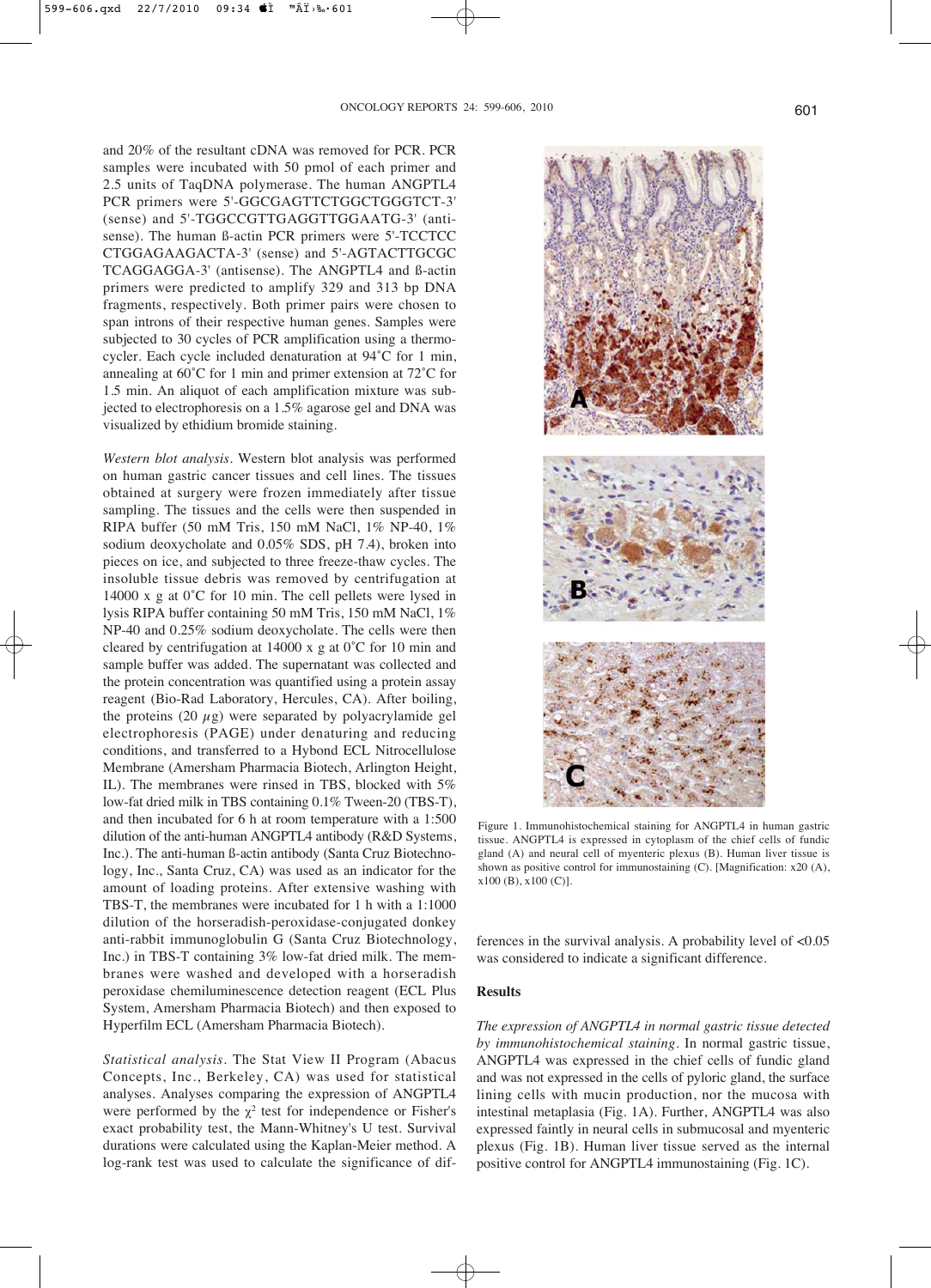and 20% of the resultant cDNA was removed for PCR. PCR samples were incubated with 50 pmol of each primer and 2.5 units of TaqDNA polymerase. The human ANGPTL4 PCR primers were 5'-GGCGAGTTCTGGCTGGGTCT-3' (sense) and 5'-TGGCCGTTGAGGTTGGAATG-3' (antisense). The human ß-actin PCR primers were 5'-TCCTCC CTGGAGAAGACTA-3' (sense) and 5'-AGTACTTGCGC TCAGGAGGA-3' (antisense). The ANGPTL4 and ß-actin primers were predicted to amplify 329 and 313 bp DNA fragments, respectively. Both primer pairs were chosen to span introns of their respective human genes. Samples were subjected to 30 cycles of PCR amplification using a thermocycler. Each cycle included denaturation at 94˚C for 1 min, annealing at 60˚C for 1 min and primer extension at 72˚C for 1.5 min. An aliquot of each amplification mixture was subjected to electrophoresis on a 1.5% agarose gel and DNA was visualized by ethidium bromide staining.

*Western blot analysis*. Western blot analysis was performed on human gastric cancer tissues and cell lines. The tissues obtained at surgery were frozen immediately after tissue sampling. The tissues and the cells were then suspended in RIPA buffer (50 mM Tris, 150 mM NaCl, 1% NP-40, 1% sodium deoxycholate and 0.05% SDS, pH 7.4), broken into pieces on ice, and subjected to three freeze-thaw cycles. The insoluble tissue debris was removed by centrifugation at 14000 x g at 0˚C for 10 min. The cell pellets were lysed in lysis RIPA buffer containing 50 mM Tris, 150 mM NaCl, 1% NP-40 and 0.25% sodium deoxycholate. The cells were then cleared by centrifugation at 14000 x g at 0˚C for 10 min and sample buffer was added. The supernatant was collected and the protein concentration was quantified using a protein assay reagent (Bio-Rad Laboratory, Hercules, CA). After boiling, the proteins (20 $\mu$g) were separated by polyacrylamide gel electrophoresis (PAGE) under denaturing and reducing conditions, and transferred to a Hybond ECL Nitrocellulose Membrane (Amersham Pharmacia Biotech, Arlington Height, IL). The membranes were rinsed in TBS, blocked with 5% low-fat dried milk in TBS containing 0.1% Tween-20 (TBS-T), and then incubated for 6 h at room temperature with a 1:500 dilution of the anti-human ANGPTL4 antibody (R&D Systems, Inc.). The anti-human ß-actin antibody (Santa Cruz Biotechnology, Inc., Santa Cruz, CA) was used as an indicator for the amount of loading proteins. After extensive washing with TBS-T, the membranes were incubated for 1 h with a 1:1000 dilution of the horseradish-peroxidase-conjugated donkey anti-rabbit immunoglobulin G (Santa Cruz Biotechnology, Inc.) in TBS-T containing 3% low-fat dried milk. The membranes were washed and developed with a horseradish peroxidase chemiluminescence detection reagent (ECL Plus System, Amersham Pharmacia Biotech) and then exposed to Hyperfilm ECL (Amersham Pharmacia Biotech).

*Statistical analysis*. The Stat View II Program (Abacus Concepts, Inc., Berkeley, CA) was used for statistical analyses. Analyses comparing the expression of ANGPTL4 were performed by the $\chi^2$ test for independence or Fisher's exact probability test, the Mann-Whitney's U test. Survival durations were calculated using the Kaplan-Meier method. A log-rank test was used to calculate the significance of differences in the survival analysis. A probability level of <0.05 was considered to indicate a significant difference.

Figure 1. Immunohistochemical staining for ANGPTL4 in human gastric tissue. ANGPTL4 is expressed in cytoplasm of the chief cells of fundic gland (A) and neural cell of myenteric plexus (B). Human liver tissue is shown as positive control for immunostaining (C). [Magnification: x20 (A), x100 (B), x100 (C)].

## Results

*The expression of ANGPTL4 in normal gastric tissue detected by immunohistochemical staining*. In normal gastric tissue, ANGPTL4 was expressed in the chief cells of fundic gland and was not expressed in the cells of pyloric gland, the surface lining cells with mucin production, nor the mucosa with intestinal metaplasia (Fig. 1A). Further, ANGPTL4 was also expressed faintly in neural cells in submucosal and myenteric plexus (Fig. 1B). Human liver tissue served as the internal positive control for ANGPTL4 immunostaining (Fig. 1C).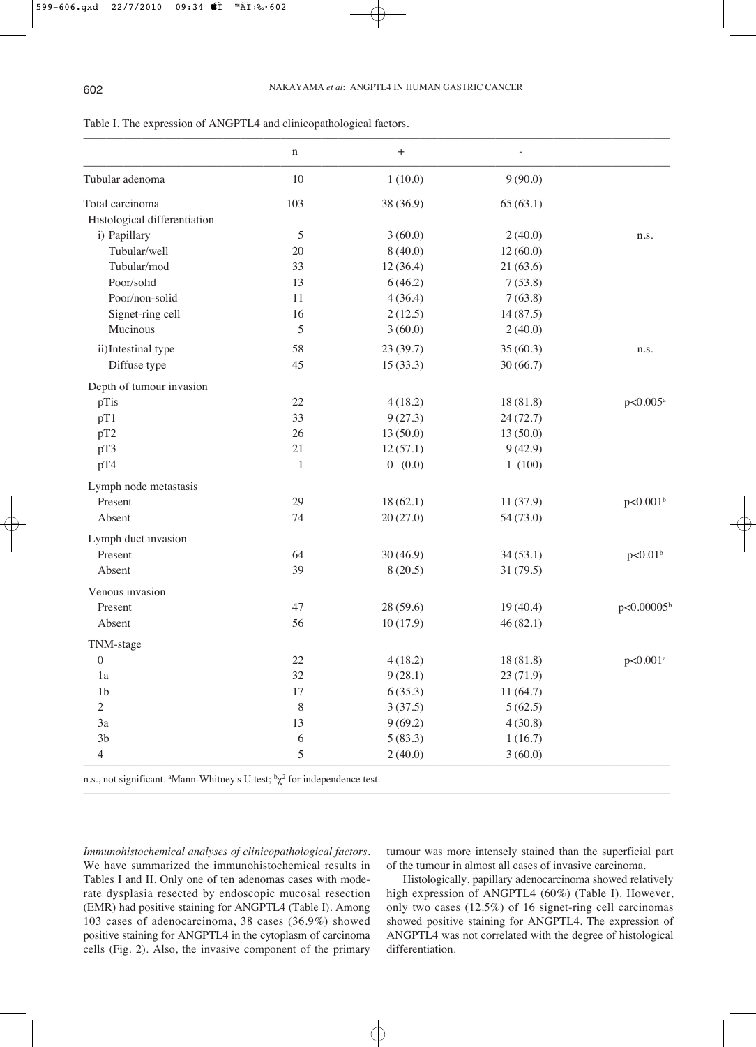Table I. The expression of ANGPTL4 and clinicopathological factors.

| | n | + | - | |
|---|---|---|---|---|
| Tubular adenoma | 10 | 1 (10.0) | 9 (90.0) | |
| Total carcinoma | 103 | 38 (36.9) | 65 (63.1) | |
| Histological differentiation | | | | |
| i) Papillary | 5 | 3 (60.0) | 2 (40.0) | n.s. |
| Tubular/well | 20 | 8 (40.0) | 12 (60.0) | |
| Tubular/mod | 33 | 12 (36.4) | 21 (63.6) | |
| Poor/solid | 13 | 6 (46.2) | 7 (53.8) | |
| Poor/non-solid | 11 | 4 (36.4) | 7 (63.8) | |
| Signet-ring cell | 16 | 2 (12.5) | 14 (87.5) | |
| Mucinous | 5 | 3 (60.0) | 2 (40.0) | |
| ii) Intestinal type | 58 | 23 (39.7) | 35 (60.3) | n.s. |
| Diffuse type | 45 | 15 (33.3) | 30 (66.7) | |
| Depth of tumour invasion | | | | |
| pTis | 22 | 4 (18.2) | 18 (81.8) | $p<0.005$[a] |
| pT1 | 33 | 9 (27.3) | 24 (72.7) | |
| pT2 | 26 | 13 (50.0) | 13 (50.0) | |
| pT3 | 21 | 12 (57.1) | 9 (42.9) | |
| pT4 | 1 | 0 (0.0) | 1 (100) | |
| Lymph node metastasis | | | | |
| Present | 29 | 18 (62.1) | 11 (37.9) | $p<0.001$[b] |
| Absent | 74 | 20 (27.0) | 54 (73.0) | |
| Lymph duct invasion | | | | |
| Present | 64 | 30 (46.9) | 34 (53.1) | $p<0.01$[b] |
| Absent | 39 | 8 (20.5) | 31 (79.5) | |
| Venous invasion | | | | |
| Present | 47 | 28 (59.6) | 19 (40.4) | $p<0.00005$[b] |
| Absent | 56 | 10 (17.9) | 46 (82.1) | |
| TNM-stage | | | | |
| 0 | 22 | 4 (18.2) | 18 (81.8) | $p<0.001$[a] |
| 1a | 32 | 9 (28.1) | 23 (71.9) | |
| 1b | 17 | 6 (35.3) | 11 (64.7) | |
| 2 | 8 | 3 (37.5) | 5 (62.5) | |
| 3a | 13 | 9 (69.2) | 4 (30.8) | |
| 3b | 6 | 5 (83.3) | 1 (16.7) | |
| 4 | 5 | 2 (40.0) | 3 (60.0) | |

n.s., not significant. [a]Mann-Whitney's U test; [b]$\chi^2$ for independence test.

*Immunohistochemical analyses of clinicopathological factors*. We have summarized the immunohistochemical results in Tables I and II. Only one of ten adenomas cases with moderate dysplasia resected by endoscopic mucosal resection (EMR) had positive staining for ANGPTL4 (Table I). Among 103 cases of adenocarcinoma, 38 cases (36.9%) showed positive staining for ANGPTL4 in the cytoplasm of carcinoma cells (Fig. 2). Also, the invasive component of the primary tumour was more intensely stained than the superficial part of the tumour in almost all cases of invasive carcinoma.

Histologically, papillary adenocarcinoma showed relatively high expression of ANGPTL4 (60%) (Table I). However, only two cases (12.5%) of 16 signet-ring cell carcinomas showed positive staining for ANGPTL4. The expression of ANGPTL4 was not correlated with the degree of histological differentiation.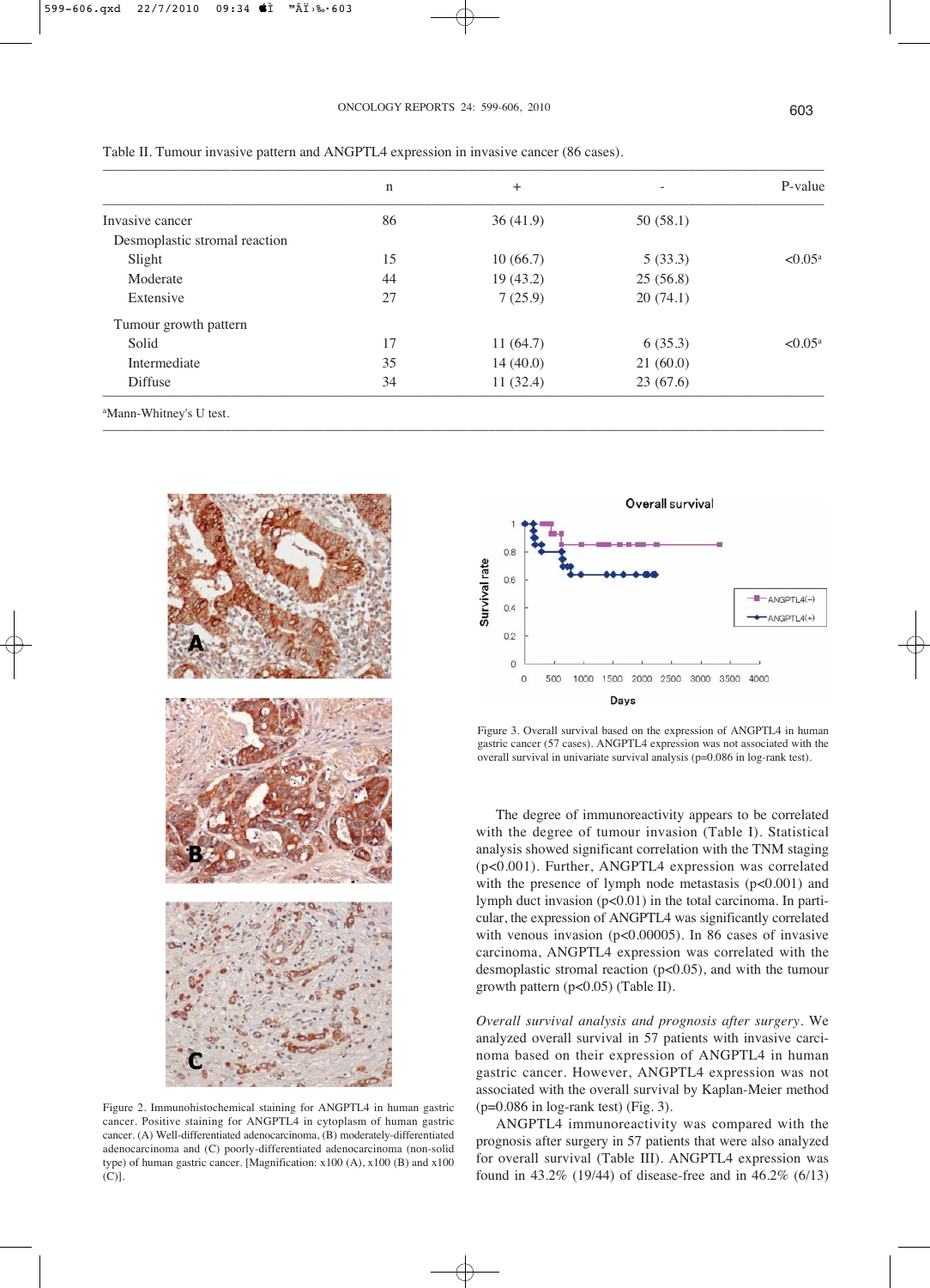Table II. Tumour invasive pattern and ANGPTL4 expression in invasive cancer (86 cases).

| | n | + | - | P-value |
|---|---|---|---|---|
| Invasive cancer | 86 | 36 (41.9) | 50 (58.1) | |
| Desmoplastic stromal reaction | | | | |
| Slight | 15 | 10 (66.7) | 5 (33.3) | <0.05[a] |
| Moderate | 44 | 19 (43.2) | 25 (56.8) | |
| Extensive | 27 | 7 (25.9) | 20 (74.1) | |
| Tumour growth pattern | | | | |
| Solid | 17 | 11 (64.7) | 6 (35.3) | <0.05[a] |
| Intermediate | 35 | 14 (40.0) | 21 (60.0) | |
| Diffuse | 34 | 11 (32.4) | 23 (67.6) | |

[a]Mann-Whitney's U test.

Figure 2. Immunohistochemical staining for ANGPTL4 in human gastric cancer. Positive staining for ANGPTL4 in cytoplasm of human gastric cancer. (A) Well-differentiated adenocarcinoma, (B) moderately-differentiated adenocarcinoma and (C) poorly-differentiated adenocarcinoma (non-solid type) of human gastric cancer. [Magnification: x100 (A), x100 (B) and x100 (C)].

Figure 3. Overall survival based on the expression of ANGPTL4 in human gastric cancer (57 cases). ANGPTL4 expression was not associated with the overall survival in univariate survival analysis (p=0.086 in log-rank test).

The degree of immunoreactivity appears to be correlated with the degree of tumour invasion (Table I). Statistical analysis showed significant correlation with the TNM staging ($p<0.001$). Further, ANGPTL4 expression was correlated with the presence of lymph node metastasis ($p<0.001$) and lymph duct invasion ($p<0.01$) in the total carcinoma. In particular, the expression of ANGPTL4 was significantly correlated with venous invasion ($p<0.00005$). In 86 cases of invasive carcinoma, ANGPTL4 expression was correlated with the desmoplastic stromal reaction ($p<0.05$), and with the tumour growth pattern ($p<0.05$) (Table II).

*Overall survival analysis and prognosis after surgery*. We analyzed overall survival in 57 patients with invasive carcinoma based on their expression of ANGPTL4 in human gastric cancer. However, ANGPTL4 expression was not associated with the overall survival by Kaplan-Meier method ($p=0.086$ in log-rank test) (Fig. 3).

ANGPTL4 immunoreactivity was compared with the prognosis after surgery in 57 patients that were also analyzed for overall survival (Table III). ANGPTL4 expression was found in 43.2% (19/44) of disease-free and in 46.2% (6/13)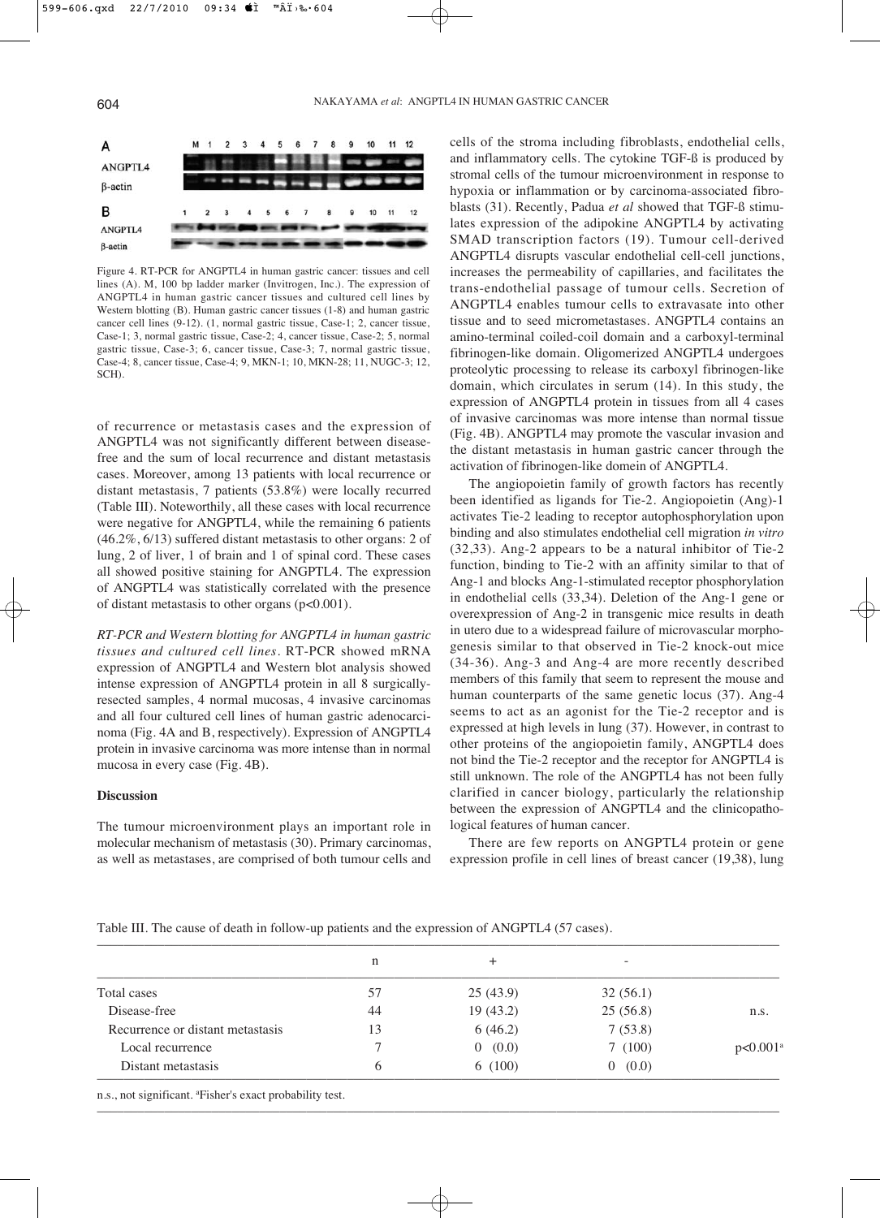Figure 4. RT-PCR for ANGPTL4 in human gastric cancer: tissues and cell lines (A). M, 100 bp ladder marker (Invitrogen, Inc.). The expression of ANGPTL4 in human gastric cancer tissues and cultured cell lines by Western blotting (B). Human gastric cancer tissues (1-8) and human gastric cancer cell lines (9-12). (1, normal gastric tissue, Case-1; 2, cancer tissue, Case-1; 3, normal gastric tissue, Case-2; 4, cancer tissue, Case-2; 5, normal gastric tissue, Case-3; 6, cancer tissue, Case-3; 7, normal gastric tissue, Case-4; 8, cancer tissue, Case-4; 9, MKN-1; 10, MKN-28; 11, NUGC-3; 12, SCH).

of recurrence or metastasis cases and the expression of ANGPTL4 was not significantly different between disease-free and the sum of local recurrence and distant metastasis cases. Moreover, among 13 patients with local recurrence or distant metastasis, 7 patients (53.8%) were locally recurred (Table III). Noteworthily, all these cases with local recurrence were negative for ANGPTL4, while the remaining 6 patients (46.2%, 6/13) suffered distant metastasis to other organs: 2 of lung, 2 of liver, 1 of brain and 1 of spinal cord. These cases all showed positive staining for ANGPTL4. The expression of ANGPTL4 was statistically correlated with the presence of distant metastasis to other organs ($p<0.001$).

*RT-PCR and Western blotting for ANGPTL4 in human gastric tissues and cultured cell lines.* RT-PCR showed mRNA expression of ANGPTL4 and Western blot analysis showed intense expression of ANGPTL4 protein in all 8 surgically-resected samples, 4 normal mucosas, 4 invasive carcinomas and all four cultured cell lines of human gastric adenocarcinoma (Fig. 4A and B, respectively). Expression of ANGPTL4 protein in invasive carcinoma was more intense than in normal mucosa in every case (Fig. 4B).

## Discussion

The tumour microenvironment plays an important role in molecular mechanism of metastasis (30). Primary carcinomas, as well as metastases, are comprised of both tumour cells and cells of the stroma including fibroblasts, endothelial cells, and inflammatory cells. The cytokine TGF-ß is produced by stromal cells of the tumour microenvironment in response to hypoxia or inflammation or by carcinoma-associated fibroblasts (31). Recently, Padua *et al* showed that TGF-ß stimulates expression of the adipokine ANGPTL4 by activating SMAD transcription factors (19). Tumour cell-derived ANGPTL4 disrupts vascular endothelial cell-cell junctions, increases the permeability of capillaries, and facilitates the trans-endothelial passage of tumour cells. Secretion of ANGPTL4 enables tumour cells to extravasate into other tissue and to seed micrometastases. ANGPTL4 contains an amino-terminal coiled-coil domain and a carboxyl-terminal fibrinogen-like domain. Oligomerized ANGPTL4 undergoes proteolytic processing to release its carboxyl fibrinogen-like domain, which circulates in serum (14). In this study, the expression of ANGPTL4 protein in tissues from all 4 cases of invasive carcinomas was more intense than normal tissue (Fig. 4B). ANGPTL4 may promote the vascular invasion and the distant metastasis in human gastric cancer through the activation of fibrinogen-like domein of ANGPTL4.

The angiopoietin family of growth factors has recently been identified as ligands for Tie-2. Angiopoietin (Ang)-1 activates Tie-2 leading to receptor autophosphorylation upon binding and also stimulates endothelial cell migration *in vitro* (32,33). Ang-2 appears to be a natural inhibitor of Tie-2 function, binding to Tie-2 with an affinity similar to that of Ang-1 and blocks Ang-1-stimulated receptor phosphorylation in endothelial cells (33,34). Deletion of the Ang-1 gene or overexpression of Ang-2 in transgenic mice results in death in utero due to a widespread failure of microvascular morphogenesis similar to that observed in Tie-2 knock-out mice (34-36). Ang-3 and Ang-4 are more recently described members of this family that seem to represent the mouse and human counterparts of the same genetic locus (37). Ang-4 seems to act as an agonist for the Tie-2 receptor and is expressed at high levels in lung (37). However, in contrast to other proteins of the angiopoietin family, ANGPTL4 does not bind the Tie-2 receptor and the receptor for ANGPTL4 is still unknown. The role of the ANGPTL4 has not been fully clarified in cancer biology, particularly the relationship between the expression of ANGPTL4 and the clinicopathological features of human cancer.

There are few reports on ANGPTL4 protein or gene expression profile in cell lines of breast cancer (19,38), lung

Table III. The cause of death in follow-up patients and the expression of ANGPTL4 (57 cases).

| | n | + | - | |
|---|---|---|---|---|
| Total cases | 57 | 25 (43.9) | 32 (56.1) | |
| Disease-free | 44 | 19 (43.2) | 25 (56.8) | n.s. |
| Recurrence or distant metastasis | 13 | 6 (46.2) | 7 (53.8) | |
| Local recurrence | 7 | 0 (0.0) | 7 (100) | $p<0.001$[a] |
| Distant metastasis | 6 | 6 (100) | 0 (0.0) | |

n.s., not significant. [a]Fisher's exact probability test.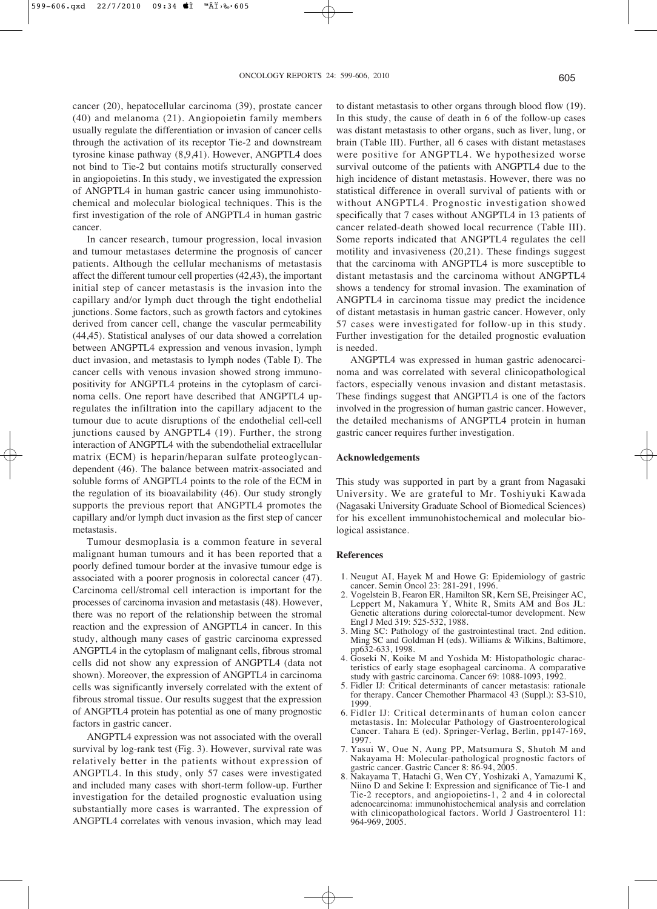cancer (20), hepatocellular carcinoma (39), prostate cancer (40) and melanoma (21). Angiopoietin family members usually regulate the differentiation or invasion of cancer cells through the activation of its receptor Tie-2 and downstream tyrosine kinase pathway (8,9,41). However, ANGPTL4 does not bind to Tie-2 but contains motifs structurally conserved in angiopoietins. In this study, we investigated the expression of ANGPTL4 in human gastric cancer using immunohistochemical and molecular biological techniques. This is the first investigation of the role of ANGPTL4 in human gastric cancer.

In cancer research, tumour progression, local invasion and tumour metastases determine the prognosis of cancer patients. Although the cellular mechanisms of metastasis affect the different tumour cell properties (42,43), the important initial step of cancer metastasis is the invasion into the capillary and/or lymph duct through the tight endothelial junctions. Some factors, such as growth factors and cytokines derived from cancer cell, change the vascular permeability (44,45). Statistical analyses of our data showed a correlation between ANGPTL4 expression and venous invasion, lymph duct invasion, and metastasis to lymph nodes (Table I). The cancer cells with venous invasion showed strong immunopositivity for ANGPTL4 proteins in the cytoplasm of carcinoma cells. One report have described that ANGPTL4 upregulates the infiltration into the capillary adjacent to the tumour due to acute disruptions of the endothelial cell-cell junctions caused by ANGPTL4 (19). Further, the strong interaction of ANGPTL4 with the subendothelial extracellular matrix (ECM) is heparin/heparan sulfate proteoglycan-dependent (46). The balance between matrix-associated and soluble forms of ANGPTL4 points to the role of the ECM in the regulation of its bioavailability (46). Our study strongly supports the previous report that ANGPTL4 promotes the capillary and/or lymph duct invasion as the first step of cancer metastasis.

Tumour desmoplasia is a common feature in several malignant human tumours and it has been reported that a poorly defined tumour border at the invasive tumour edge is associated with a poorer prognosis in colorectal cancer (47). Carcinoma cell/stromal cell interaction is important for the processes of carcinoma invasion and metastasis (48). However, there was no report of the relationship between the stromal reaction and the expression of ANGPTL4 in cancer. In this study, although many cases of gastric carcinoma expressed ANGPTL4 in the cytoplasm of malignant cells, fibrous stromal cells did not show any expression of ANGPTL4 (data not shown). Moreover, the expression of ANGPTL4 in carcinoma cells was significantly inversely correlated with the extent of fibrous stromal tissue. Our results suggest that the expression of ANGPTL4 protein has potential as one of many prognostic factors in gastric cancer.

ANGPTL4 expression was not associated with the overall survival by log-rank test (Fig. 3). However, survival rate was relatively better in the patients without expression of ANGPTL4. In this study, only 57 cases were investigated and included many cases with short-term follow-up. Further investigation for the detailed prognostic evaluation using substantially more cases is warranted. The expression of ANGPTL4 correlates with venous invasion, which may lead to distant metastasis to other organs through blood flow (19). In this study, the cause of death in 6 of the follow-up cases was distant metastasis to other organs, such as liver, lung, or brain (Table III). Further, all 6 cases with distant metastases were positive for ANGPTL4. We hypothesized worse survival outcome of the patients with ANGPTL4 due to the high incidence of distant metastasis. However, there was no statistical difference in overall survival of patients with or without ANGPTL4. Prognostic investigation showed specifically that 7 cases without ANGPTL4 in 13 patients of cancer related-death showed local recurrence (Table III). Some reports indicated that ANGPTL4 regulates the cell motility and invasiveness (20,21). These findings suggest that the carcinoma with ANGPTL4 is more susceptible to distant metastasis and the carcinoma without ANGPTL4 shows a tendency for stromal invasion. The examination of ANGPTL4 in carcinoma tissue may predict the incidence of distant metastasis in human gastric cancer. However, only 57 cases were investigated for follow-up in this study. Further investigation for the detailed prognostic evaluation is needed.

ANGPTL4 was expressed in human gastric adenocarcinoma and was correlated with several clinicopathological factors, especially venous invasion and distant metastasis. These findings suggest that ANGPTL4 is one of the factors involved in the progression of human gastric cancer. However, the detailed mechanisms of ANGPTL4 protein in human gastric cancer requires further investigation.

## Acknowledgements

This study was supported in part by a grant from Nagasaki University. We are grateful to Mr. Toshiyuki Kawada (Nagasaki University Graduate School of Biomedical Sciences) for his excellent immunohistochemical and molecular biological assistance.

## References

1. Neugut AI, Hayek M and Howe G: Epidemiology of gastric cancer. Semin Oncol 23: 281-291, 1996.
2. Vogelstein B, Fearon ER, Hamilton SR, Kern SE, Preisinger AC, Leppert M, Nakamura Y, White R, Smits AM and Bos JL: Genetic alterations during colorectal-tumor development. New Engl J Med 319: 525-532, 1988.
3. Ming SC: Pathology of the gastrointestinal tract. 2nd edition. Ming SC and Goldman H (eds). Williams & Wilkins, Baltimore, pp632-633, 1998.
4. Goseki N, Koike M and Yoshida M: Histopathologic characteristics of early stage esophageal carcinoma. A comparative study with gastric carcinoma. Cancer 69: 1088-1093, 1992.
5. Fidler IJ: Critical determinants of cancer metastasis: rationale for therapy. Cancer Chemother Pharmacol 43 (Suppl.): S3-S10, 1999.
6. Fidler IJ: Critical determinants of human colon cancer metastasis. In: Molecular Pathology of Gastroenterological Cancer. Tahara E (ed). Springer-Verlag, Berlin, pp147-169, 1997.
7. Yasui W, Oue N, Aung PP, Matsumura S, Shutoh M and Nakayama H: Molecular-pathological prognostic factors of gastric cancer. Gastric Cancer 8: 86-94, 2005.
8. Nakayama T, Hatachi G, Wen CY, Yoshizaki A, Yamazumi K, Niino D and Sekine I: Expression and significance of Tie-1 and Tie-2 receptors, and angiopoietins-1, 2 and 4 in colorectal adenocarcinoma: immunohistochemical analysis and correlation with clinicopathological factors. World J Gastroenterol 11: 964-969, 2005.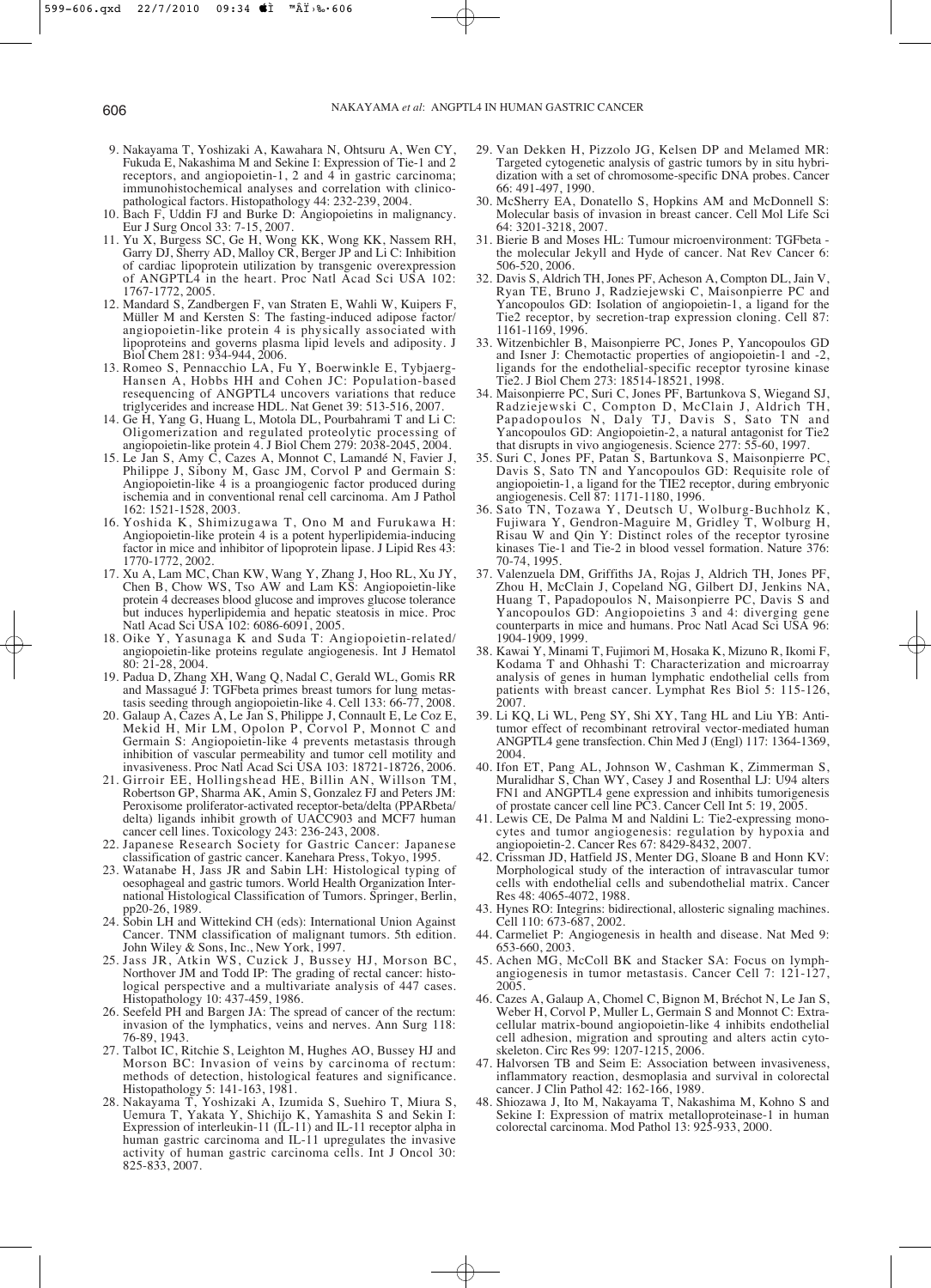9. Nakayama T, Yoshizaki A, Kawahara N, Ohtsuru A, Wen CY, Fukuda E, Nakashima M and Sekine I: Expression of Tie-1 and 2 receptors, and angiopoietin-1, 2 and 4 in gastric carcinoma; immunohistochemical analyses and correlation with clinicopathological factors. Histopathology 44: 232-239, 2004.
10. Bach F, Uddin FJ and Burke D: Angiopoietins in malignancy. Eur J Surg Oncol 33: 7-15, 2007.
11. Yu X, Burgess SC, Ge H, Wong KK, Wong KK, Nassem RH, Garry DJ, Sherry AD, Malloy CR, Berger JP and Li C: Inhibition of cardiac lipoprotein utilization by transgenic overexpression of ANGPTL4 in the heart. Proc Natl Acad Sci USA 102: 1767-1772, 2005.
12. Mandard S, Zandbergen F, van Straten E, Wahli W, Kuipers F, Müller M and Kersten S: The fasting-induced adipose factor/ angiopoietin-like protein 4 is physically associated with lipoproteins and governs plasma lipid levels and adiposity. J Biol Chem 281: 934-944, 2006.
13. Romeo S, Pennacchio LA, Fu Y, Boerwinkle E, Tybjaerg-Hansen A, Hobbs HH and Cohen JC: Population-based resequencing of ANGPTL4 uncovers variations that reduce triglycerides and increase HDL. Nat Genet 39: 513-516, 2007.
14. Ge H, Yang G, Huang L, Motola DL, Pourbahrami T and Li C: Oligomerization and regulated proteolytic processing of angiopoietin-like protein 4. J Biol Chem 279: 2038-2045, 2004.
15. Le Jan S, Amy C, Cazes A, Monnot C, Lamandé N, Favier J, Philippe J, Sibony M, Gasc JM, Corvol P and Germain S: Angiopoietin-like 4 is a proangiogenic factor produced during ischemia and in conventional renal cell carcinoma. Am J Pathol 162: 1521-1528, 2003.
16. Yoshida K, Shimizugawa T, Ono M and Furukawa H: Angiopoietin-like protein 4 is a potent hyperlipidemia-inducing factor in mice and inhibitor of lipoprotein lipase. J Lipid Res 43: 1770-1772, 2002.
17. Xu A, Lam MC, Chan KW, Wang Y, Zhang J, Hoo RL, Xu JY, Chen B, Chow WS, Tso AW and Lam KS: Angiopoietin-like protein 4 decreases blood glucose and improves glucose tolerance but induces hyperlipidemia and hepatic steatosis in mice. Proc Natl Acad Sci USA 102: 6086-6091, 2005.
18. Oike Y, Yasunaga K and Suda T: Angiopoietin-related/ angiopoietin-like proteins regulate angiogenesis. Int J Hematol 80: 21-28, 2004.
19. Padua D, Zhang XH, Wang Q, Nadal C, Gerald WL, Gomis RR and Massagué J: TGFbeta primes breast tumors for lung metastasis seeding through angiopoietin-like 4. Cell 133: 66-77, 2008.
20. Galaup A, Cazes A, Le Jan S, Philippe J, Connault E, Le Coz E, Mekid H, Mir LM, Opolon P, Corvol P, Monnot C and Germain S: Angiopoietin-like 4 prevents metastasis through inhibition of vascular permeability and tumor cell motility and invasiveness. Proc Natl Acad Sci USA 103: 18721-18726, 2006.
21. Girroir EE, Hollingshead HE, Billin AN, Willson TM, Robertson GP, Sharma AK, Amin S, Gonzalez FJ and Peters JM: Peroxisome proliferator-activated receptor-beta/delta (PPARbeta/ delta) ligands inhibit growth of UACC903 and MCF7 human cancer cell lines. Toxicology 243: 236-243, 2008.
22. Japanese Research Society for Gastric Cancer: Japanese classification of gastric cancer. Kanehara Press, Tokyo, 1995.
23. Watanabe H, Jass JR and Sabin LH: Histological typing of oesophageal and gastric tumors. World Health Organization International Histological Classification of Tumors. Springer, Berlin, pp20-26, 1989.
24. Sobin LH and Wittekind CH (eds): International Union Against Cancer. TNM classification of malignant tumors. 5th edition. John Wiley & Sons, Inc., New York, 1997.
25. Jass JR, Atkin WS, Cuzick J, Bussey HJ, Morson BC, Northover JM and Todd IP: The grading of rectal cancer: histological perspective and a multivariate analysis of 447 cases. Histopathology 10: 437-459, 1986.
26. Seefeld PH and Bargen JA: The spread of cancer of the rectum: invasion of the lymphatics, veins and nerves. Ann Surg 118: 76-89, 1943.
27. Talbot IC, Ritchie S, Leighton M, Hughes AO, Bussey HJ and Morson BC: Invasion of veins by carcinoma of rectum: methods of detection, histological features and significance. Histopathology 5: 141-163, 1981.
28. Nakayama T, Yoshizaki A, Izumida S, Suehiro T, Miura S, Uemura T, Yakata Y, Shichijo K, Yamashita S and Sekin I: Expression of interleukin-11 (IL-11) and IL-11 receptor alpha in human gastric carcinoma and IL-11 upregulates the invasive activity of human gastric carcinoma cells. Int J Oncol 30: 825-833, 2007.
29. Van Dekken H, Pizzolo JG, Kelsen DP and Melamed MR: Targeted cytogenetic analysis of gastric tumors by in situ hybridization with a set of chromosome-specific DNA probes. Cancer 66: 491-497, 1990.
30. McSherry EA, Donatello S, Hopkins AM and McDonnell S: Molecular basis of invasion in breast cancer. Cell Mol Life Sci 64: 3201-3218, 2007.
31. Bierie B and Moses HL: Tumour microenvironment: TGFbeta - the molecular Jekyll and Hyde of cancer. Nat Rev Cancer 6: 506-520, 2006.
32. Davis S, Aldrich TH, Jones PF, Acheson A, Compton DL, Jain V, Ryan TE, Bruno J, Radziejewski C, Maisonpierre PC and Yancopoulos GD: Isolation of angiopoietin-1, a ligand for the Tie2 receptor, by secretion-trap expression cloning. Cell 87: 1161-1169, 1996.
33. Witzenbichler B, Maisonpierre PC, Jones P, Yancopoulos GD and Isner J: Chemotactic properties of angiopoietin-1 and -2, ligands for the endothelial-specific receptor tyrosine kinase Tie2. J Biol Chem 273: 18514-18521, 1998.
34. Maisonpierre PC, Suri C, Jones PF, Bartunkova S, Wiegand SJ, Radziejewski C, Compton D, McClain J, Aldrich TH, Papadopoulos N, Daly TJ, Davis S, Sato TN and Yancopoulos GD: Angiopoietin-2, a natural antagonist for Tie2 that disrupts in vivo angiogenesis. Science 277: 55-60, 1997.
35. Suri C, Jones PF, Patan S, Bartunkova S, Maisonpierre PC, Davis S, Sato TN and Yancopoulos GD: Requisite role of angiopoietin-1, a ligand for the TIE2 receptor, during embryonic angiogenesis. Cell 87: 1171-1180, 1996.
36. Sato TN, Tozawa Y, Deutsch U, Wolburg-Buchholz K, Fujiwara Y, Gendron-Maguire M, Gridley T, Wolburg H, Risau W and Qin Y: Distinct roles of the receptor tyrosine kinases Tie-1 and Tie-2 in blood vessel formation. Nature 376: 70-74, 1995.
37. Valenzuela DM, Griffiths JA, Rojas J, Aldrich TH, Jones PF, Zhou H, McClain J, Copeland NG, Gilbert DJ, Jenkins NA, Huang T, Papadopoulos N, Maisonpierre PC, Davis S and Yancopoulos GD: Angiopoietins 3 and 4: diverging gene counterparts in mice and humans. Proc Natl Acad Sci USA 96: 1904-1909, 1999.
38. Kawai Y, Minami T, Fujimori M, Hosaka K, Mizuno R, Ikomi F, Kodama T and Ohhashi T: Characterization and microarray analysis of genes in human lymphatic endothelial cells from patients with breast cancer. Lymphat Res Biol 5: 115-126, 2007.
39. Li KQ, Li WL, Peng SY, Shi XY, Tang HL and Liu YB: Anti-tumor effect of recombinant retroviral vector-mediated human ANGPTL4 gene transfection. Chin Med J (Engl) 117: 1364-1369, 2004.
40. Ifon ET, Pang AL, Johnson W, Cashman K, Zimmerman S, Muralidhar S, Chan WY, Casey J and Rosenthal LJ: U94 alters FN1 and ANGPTL4 gene expression and inhibits tumorigenesis of prostate cancer cell line PC3. Cancer Cell Int 5: 19, 2005.
41. Lewis CE, De Palma M and Naldini L: Tie2-expressing monocytes and tumor angiogenesis: regulation by hypoxia and angiopoietin-2. Cancer Res 67: 8429-8432, 2007.
42. Crissman JD, Hatfield JS, Menter DG, Sloane B and Honn KV: Morphological study of the interaction of intravascular tumor cells with endothelial cells and subendothelial matrix. Cancer Res 48: 4065-4072, 1988.
43. Hynes RO: Integrins: bidirectional, allosteric signaling machines. Cell 110: 673-687, 2002.
44. Carmeliet P: Angiogenesis in health and disease. Nat Med 9: 653-660, 2003.
45. Achen MG, McColl BK and Stacker SA: Focus on lymphangiogenesis in tumor metastasis. Cancer Cell 7: 121-127, 2005.
46. Cazes A, Galaup A, Chomel C, Bignon M, Bréchot N, Le Jan S, Weber H, Corvol P, Muller L, Germain S and Monnot C: Extracellular matrix-bound angiopoietin-like 4 inhibits endothelial cell adhesion, migration and sprouting and alters actin cytoskeleton. Circ Res 99: 1207-1215, 2006.
47. Halvorsen TB and Seim E: Association between invasiveness, inflammatory reaction, desmoplasia and survival in colorectal cancer. J Clin Pathol 42: 162-166, 1989.
48. Shiozawa J, Ito M, Nakayama T, Nakashima M, Kohno S and Sekine I: Expression of matrix metalloproteinase-1 in human colorectal carcinoma. Mod Pathol 13: 925-933, 2000.